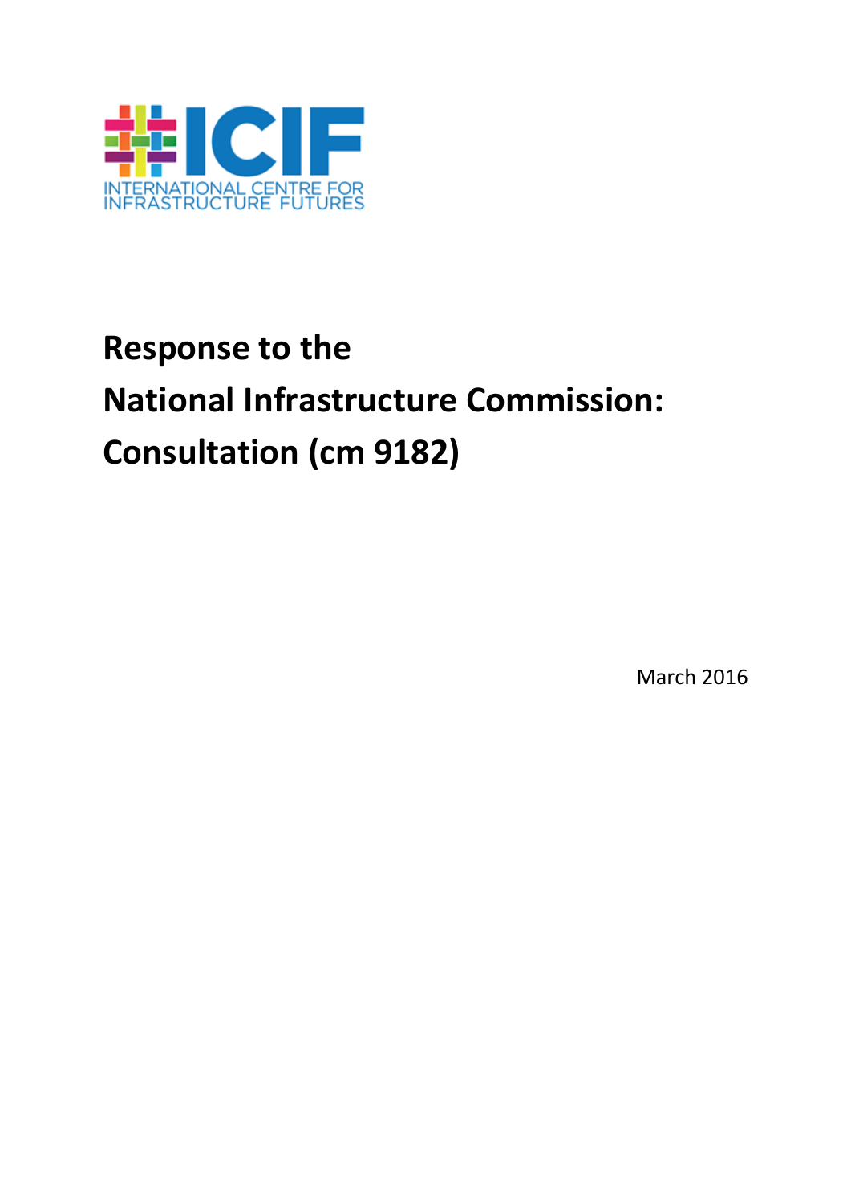ICIF

INTERNATIONAL CENTRE FOR INFRASTRUCTURE FUTURES

# Response to the National Infrastructure Commission: Consultation (cm 9182)

March 2016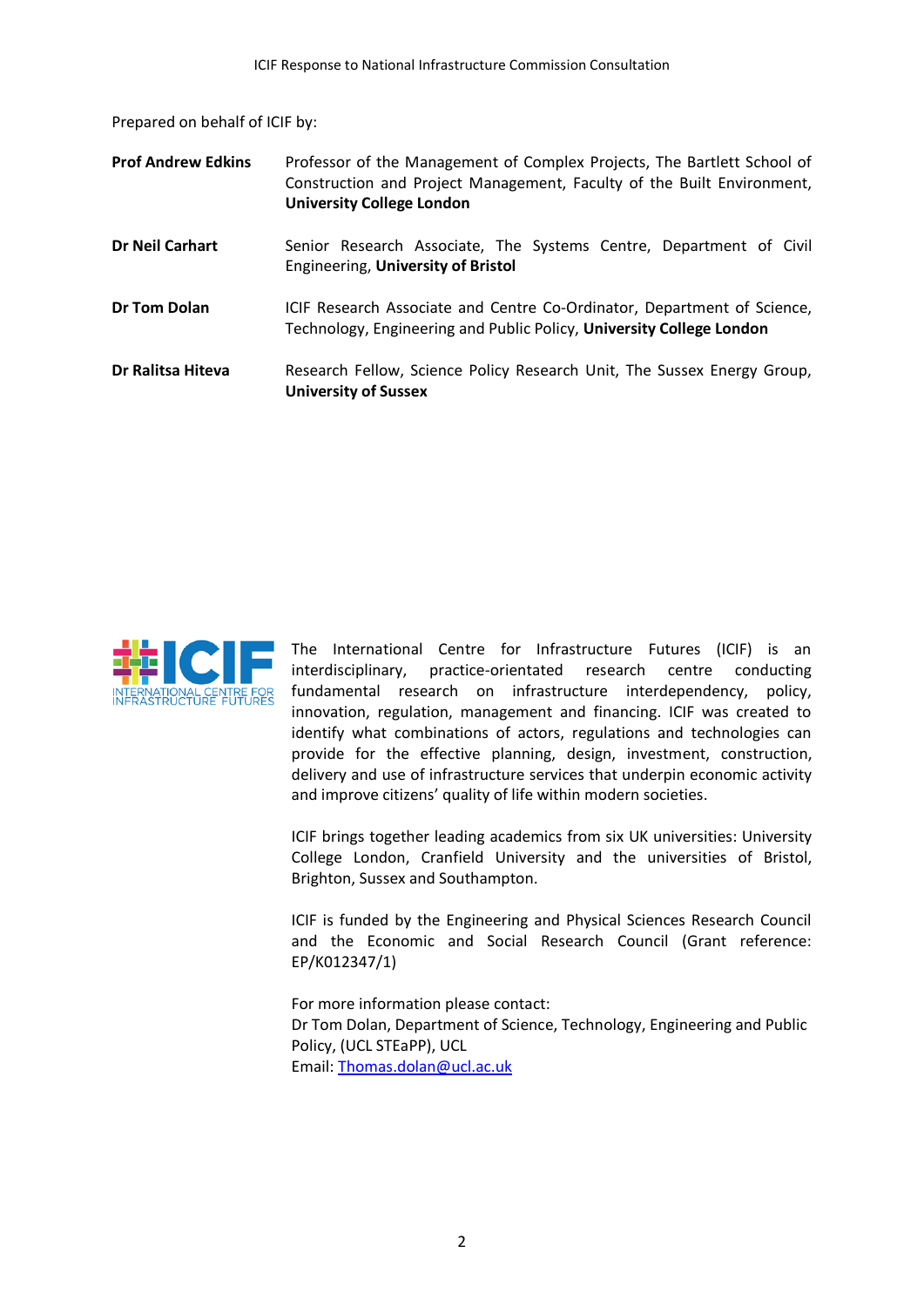Prepared on behalf of ICIF by:

| | |
|---|---|
| **Prof Andrew Edkins** | Professor of the Management of Complex Projects, The Bartlett School of Construction and Project Management, Faculty of the Built Environment, **University College London** |
| **Dr Neil Carhart** | Senior Research Associate, The Systems Centre, Department of Civil Engineering, **University of Bristol** |
| **Dr Tom Dolan** | ICIF Research Associate and Centre Co-Ordinator, Department of Science, Technology, Engineering and Public Policy, **University College London** |
| **Dr Ralitsa Hiteva** | Research Fellow, Science Policy Research Unit, The Sussex Energy Group, **University of Sussex** |

ICIF INTERNATIONAL CENTRE FOR INFRASTRUCTURE FUTURES

The International Centre for Infrastructure Futures (ICIF) is an interdisciplinary, practice-orientated research centre conducting fundamental research on infrastructure interdependency, policy, innovation, regulation, management and financing. ICIF was created to identify what combinations of actors, regulations and technologies can provide for the effective planning, design, investment, construction, delivery and use of infrastructure services that underpin economic activity and improve citizens' quality of life within modern societies.

ICIF brings together leading academics from six UK universities: University College London, Cranfield University and the universities of Bristol, Brighton, Sussex and Southampton.

ICIF is funded by the Engineering and Physical Sciences Research Council and the Economic and Social Research Council (Grant reference: EP/K012347/1)

For more information please contact:
Dr Tom Dolan, Department of Science, Technology, Engineering and Public Policy, (UCL STEaPP), UCL
Email: [Thomas.dolan@ucl.ac.uk](mailto:Thomas.dolan@ucl.ac.uk)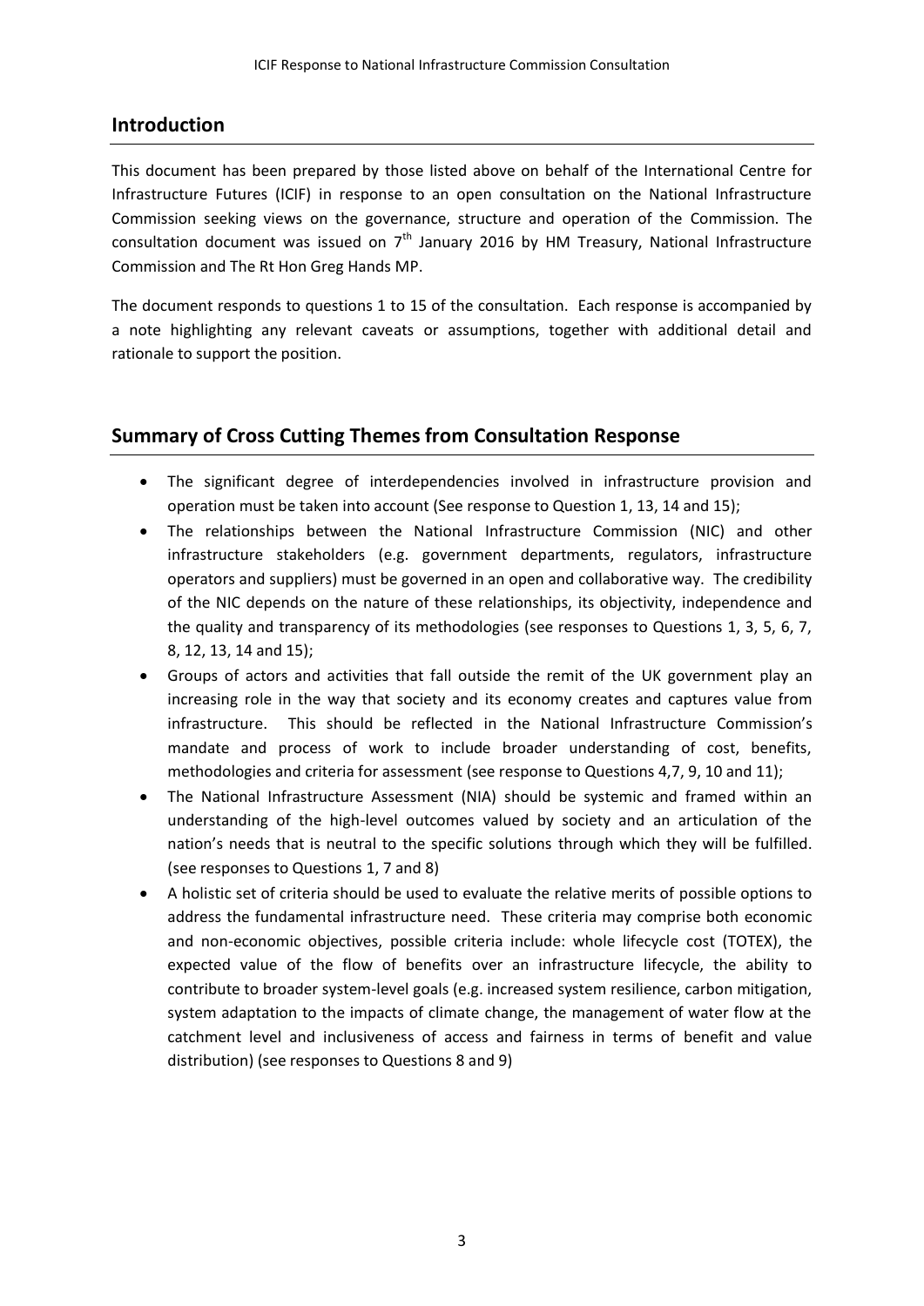## Introduction

This document has been prepared by those listed above on behalf of the International Centre for Infrastructure Futures (ICIF) in response to an open consultation on the National Infrastructure Commission seeking views on the governance, structure and operation of the Commission. The consultation document was issued on 7th January 2016 by HM Treasury, National Infrastructure Commission and The Rt Hon Greg Hands MP.

The document responds to questions 1 to 15 of the consultation. Each response is accompanied by a note highlighting any relevant caveats or assumptions, together with additional detail and rationale to support the position.

## Summary of Cross Cutting Themes from Consultation Response

- The significant degree of interdependencies involved in infrastructure provision and operation must be taken into account (See response to Question 1, 13, 14 and 15);
- The relationships between the National Infrastructure Commission (NIC) and other infrastructure stakeholders (e.g. government departments, regulators, infrastructure operators and suppliers) must be governed in an open and collaborative way. The credibility of the NIC depends on the nature of these relationships, its objectivity, independence and the quality and transparency of its methodologies (see responses to Questions 1, 3, 5, 6, 7, 8, 12, 13, 14 and 15);
- Groups of actors and activities that fall outside the remit of the UK government play an increasing role in the way that society and its economy creates and captures value from infrastructure. This should be reflected in the National Infrastructure Commission's mandate and process of work to include broader understanding of cost, benefits, methodologies and criteria for assessment (see response to Questions 4,7, 9, 10 and 11);
- The National Infrastructure Assessment (NIA) should be systemic and framed within an understanding of the high-level outcomes valued by society and an articulation of the nation's needs that is neutral to the specific solutions through which they will be fulfilled. (see responses to Questions 1, 7 and 8)
- A holistic set of criteria should be used to evaluate the relative merits of possible options to address the fundamental infrastructure need. These criteria may comprise both economic and non-economic objectives, possible criteria include: whole lifecycle cost (TOTEX), the expected value of the flow of benefits over an infrastructure lifecycle, the ability to contribute to broader system-level goals (e.g. increased system resilience, carbon mitigation, system adaptation to the impacts of climate change, the management of water flow at the catchment level and inclusiveness of access and fairness in terms of benefit and value distribution) (see responses to Questions 8 and 9)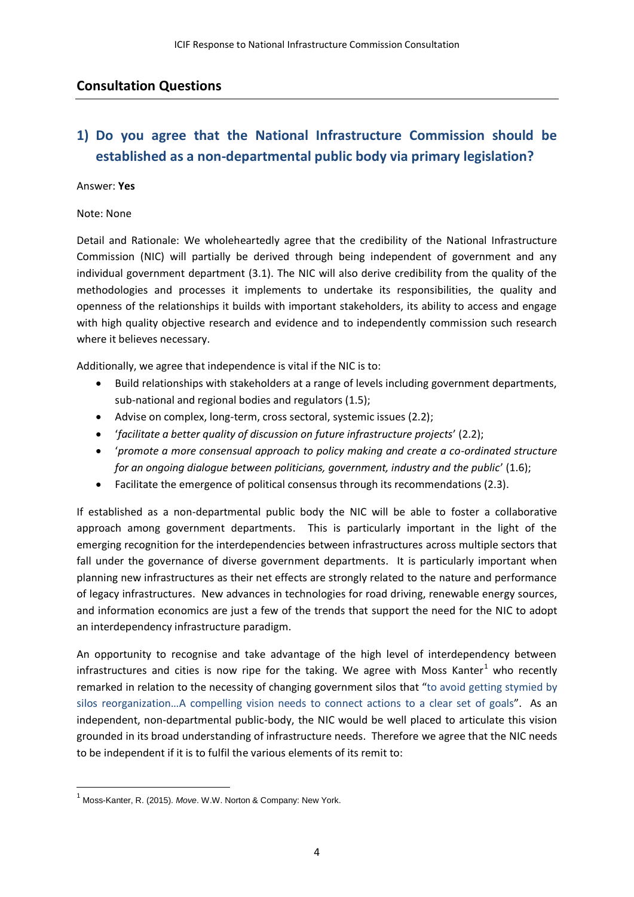## Consultation Questions

## 1) Do you agree that the National Infrastructure Commission should be established as a non-departmental public body via primary legislation?

Answer: **Yes**

Note: None

Detail and Rationale: We wholeheartedly agree that the credibility of the National Infrastructure Commission (NIC) will partially be derived through being independent of government and any individual government department (3.1). The NIC will also derive credibility from the quality of the methodologies and processes it implements to undertake its responsibilities, the quality and openness of the relationships it builds with important stakeholders, its ability to access and engage with high quality objective research and evidence and to independently commission such research where it believes necessary.

Additionally, we agree that independence is vital if the NIC is to:

- Build relationships with stakeholders at a range of levels including government departments, sub-national and regional bodies and regulators (1.5);
- Advise on complex, long-term, cross sectoral, systemic issues (2.2);
- '*facilitate a better quality of discussion on future infrastructure projects*' (2.2);
- '*promote a more consensual approach to policy making and create a co-ordinated structure for an ongoing dialogue between politicians, government, industry and the public*' (1.6);
- Facilitate the emergence of political consensus through its recommendations (2.3).

If established as a non-departmental public body the NIC will be able to foster a collaborative approach among government departments. This is particularly important in the light of the emerging recognition for the interdependencies between infrastructures across multiple sectors that fall under the governance of diverse government departments. It is particularly important when planning new infrastructures as their net effects are strongly related to the nature and performance of legacy infrastructures. New advances in technologies for road driving, renewable energy sources, and information economics are just a few of the trends that support the need for the NIC to adopt an interdependency infrastructure paradigm.

An opportunity to recognise and take advantage of the high level of interdependency between infrastructures and cities is now ripe for the taking. We agree with Moss Kanter[1] who recently remarked in relation to the necessity of changing government silos that "to avoid getting stymied by silos reorganization…A compelling vision needs to connect actions to a clear set of goals". As an independent, non-departmental public-body, the NIC would be well placed to articulate this vision grounded in its broad understanding of infrastructure needs. Therefore we agree that the NIC needs to be independent if it is to fulfil the various elements of its remit to:

[1] Moss-Kanter, R. (2015). *Move*. W.W. Norton & Company: New York.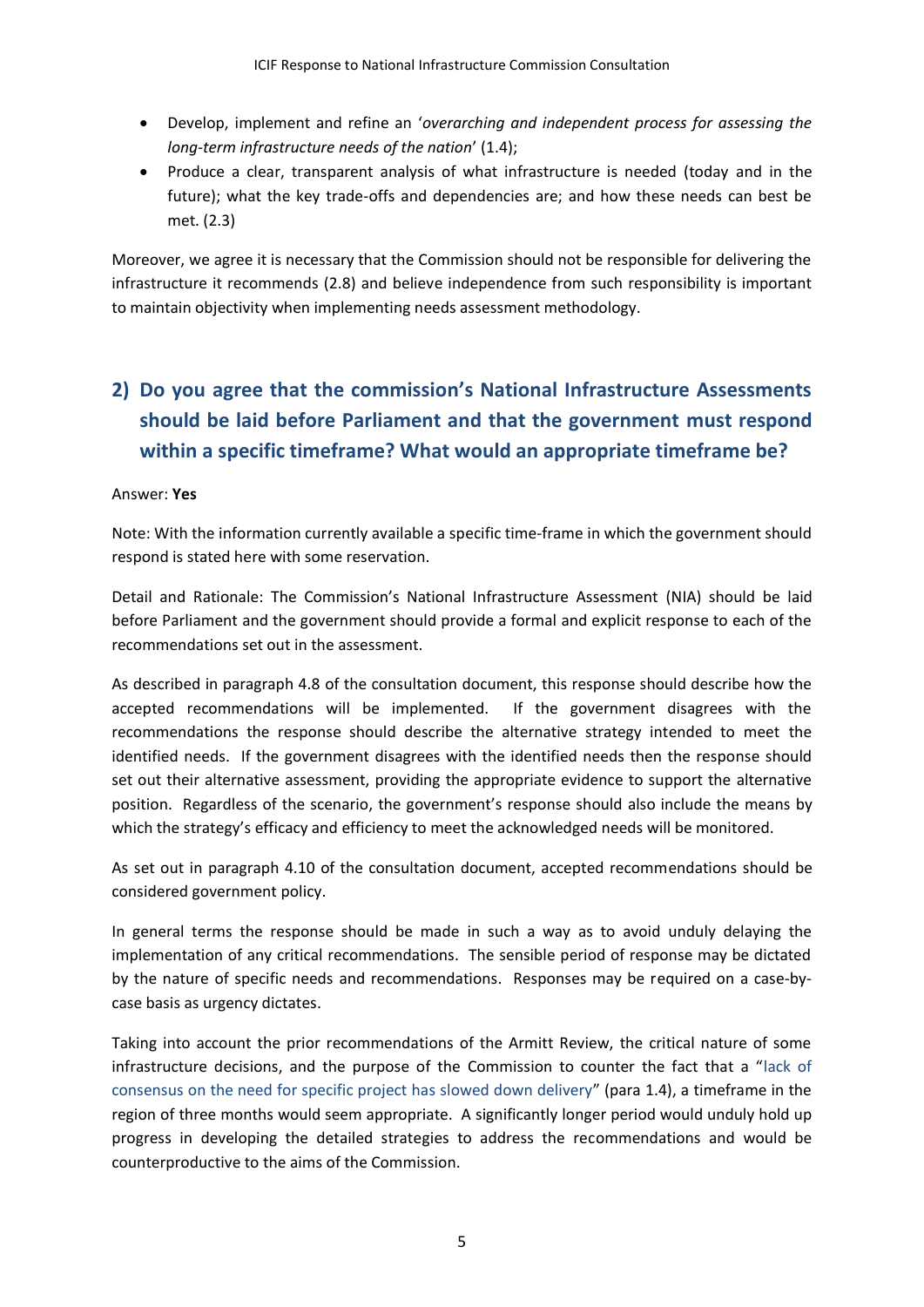- Develop, implement and refine an '*overarching and independent process for assessing the long-term infrastructure needs of the nation*' (1.4);
- Produce a clear, transparent analysis of what infrastructure is needed (today and in the future); what the key trade-offs and dependencies are; and how these needs can best be met. (2.3)

Moreover, we agree it is necessary that the Commission should not be responsible for delivering the infrastructure it recommends (2.8) and believe independence from such responsibility is important to maintain objectivity when implementing needs assessment methodology.

## 2) Do you agree that the commission's National Infrastructure Assessments should be laid before Parliament and that the government must respond within a specific timeframe? What would an appropriate timeframe be?

Answer: **Yes**

Note: With the information currently available a specific time-frame in which the government should respond is stated here with some reservation.

Detail and Rationale: The Commission's National Infrastructure Assessment (NIA) should be laid before Parliament and the government should provide a formal and explicit response to each of the recommendations set out in the assessment.

As described in paragraph 4.8 of the consultation document, this response should describe how the accepted recommendations will be implemented. If the government disagrees with the recommendations the response should describe the alternative strategy intended to meet the identified needs. If the government disagrees with the identified needs then the response should set out their alternative assessment, providing the appropriate evidence to support the alternative position. Regardless of the scenario, the government's response should also include the means by which the strategy's efficacy and efficiency to meet the acknowledged needs will be monitored.

As set out in paragraph 4.10 of the consultation document, accepted recommendations should be considered government policy.

In general terms the response should be made in such a way as to avoid unduly delaying the implementation of any critical recommendations. The sensible period of response may be dictated by the nature of specific needs and recommendations. Responses may be required on a case-by-case basis as urgency dictates.

Taking into account the prior recommendations of the Armitt Review, the critical nature of some infrastructure decisions, and the purpose of the Commission to counter the fact that a "lack of consensus on the need for specific project has slowed down delivery" (para 1.4), a timeframe in the region of three months would seem appropriate. A significantly longer period would unduly hold up progress in developing the detailed strategies to address the recommendations and would be counterproductive to the aims of the Commission.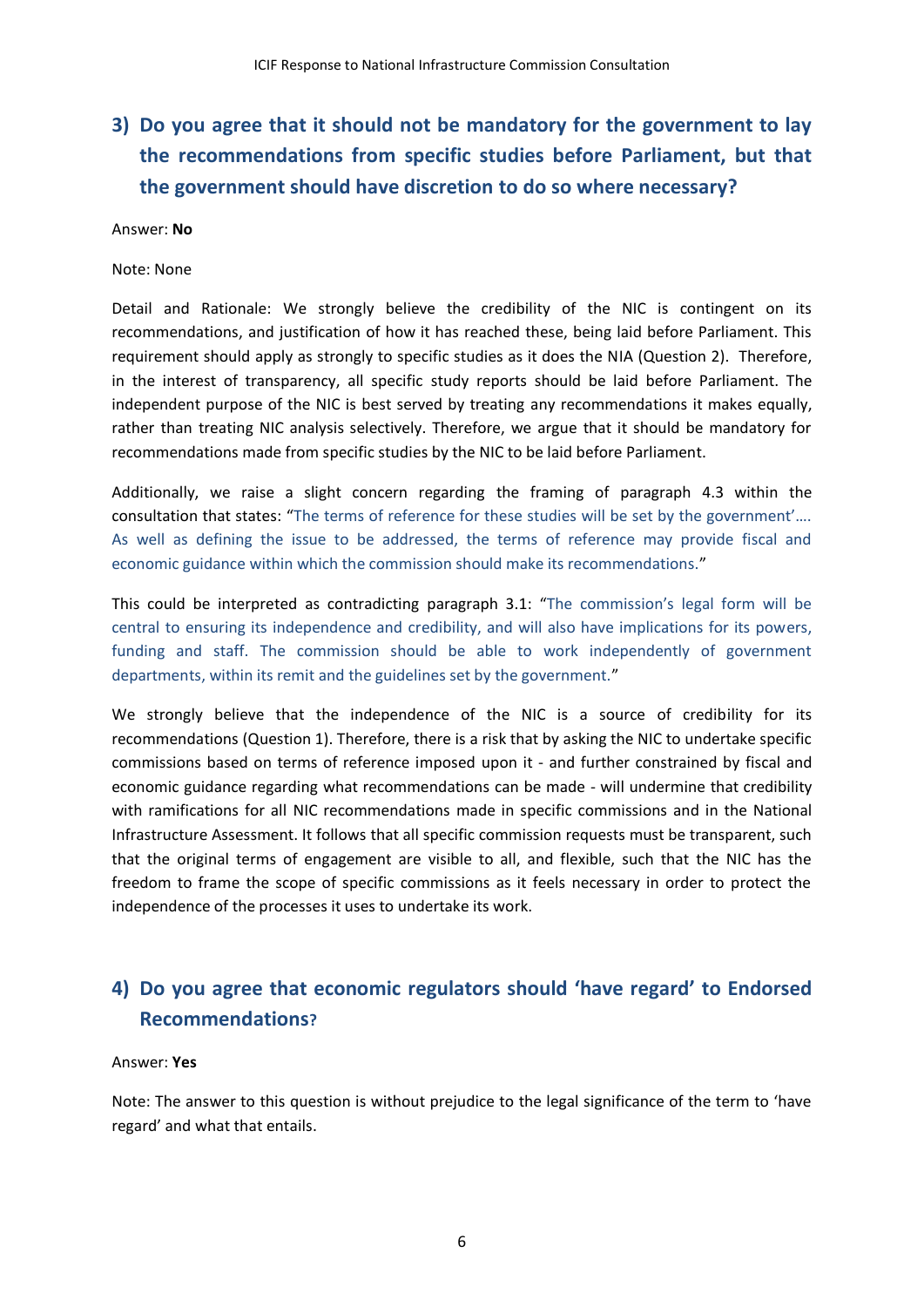## 3) Do you agree that it should not be mandatory for the government to lay the recommendations from specific studies before Parliament, but that the government should have discretion to do so where necessary?

Answer: **No**

Note: None

Detail and Rationale: We strongly believe the credibility of the NIC is contingent on its recommendations, and justification of how it has reached these, being laid before Parliament. This requirement should apply as strongly to specific studies as it does the NIA (Question 2). Therefore, in the interest of transparency, all specific study reports should be laid before Parliament. The independent purpose of the NIC is best served by treating any recommendations it makes equally, rather than treating NIC analysis selectively. Therefore, we argue that it should be mandatory for recommendations made from specific studies by the NIC to be laid before Parliament.

Additionally, we raise a slight concern regarding the framing of paragraph 4.3 within the consultation that states: "The terms of reference for these studies will be set by the government'…. As well as defining the issue to be addressed, the terms of reference may provide fiscal and economic guidance within which the commission should make its recommendations."

This could be interpreted as contradicting paragraph 3.1: "The commission's legal form will be central to ensuring its independence and credibility, and will also have implications for its powers, funding and staff. The commission should be able to work independently of government departments, within its remit and the guidelines set by the government."

We strongly believe that the independence of the NIC is a source of credibility for its recommendations (Question 1). Therefore, there is a risk that by asking the NIC to undertake specific commissions based on terms of reference imposed upon it - and further constrained by fiscal and economic guidance regarding what recommendations can be made - will undermine that credibility with ramifications for all NIC recommendations made in specific commissions and in the National Infrastructure Assessment. It follows that all specific commission requests must be transparent, such that the original terms of engagement are visible to all, and flexible, such that the NIC has the freedom to frame the scope of specific commissions as it feels necessary in order to protect the independence of the processes it uses to undertake its work.

## 4) Do you agree that economic regulators should 'have regard' to Endorsed Recommendations?

Answer: **Yes**

Note: The answer to this question is without prejudice to the legal significance of the term to 'have regard' and what that entails.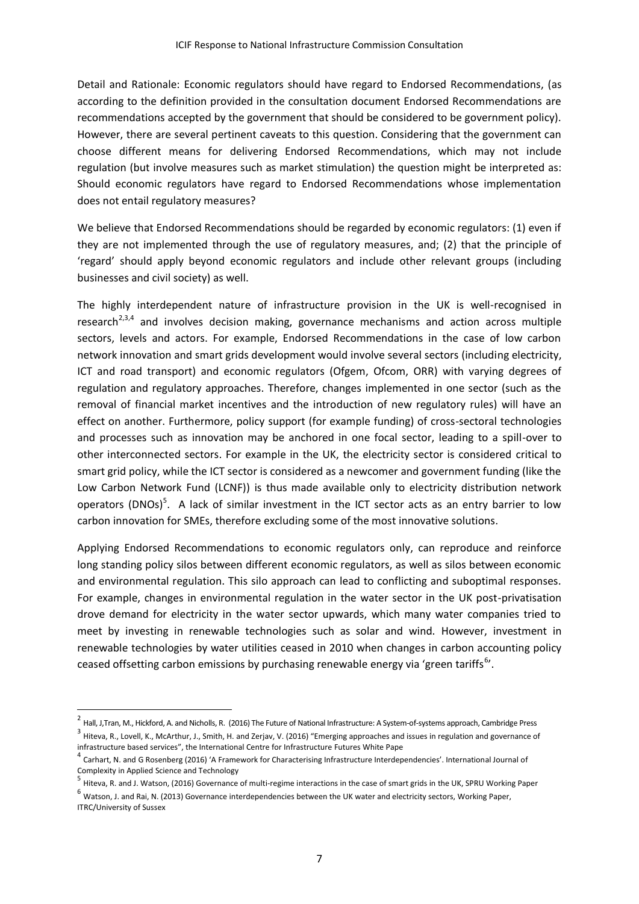Detail and Rationale: Economic regulators should have regard to Endorsed Recommendations, (as according to the definition provided in the consultation document Endorsed Recommendations are recommendations accepted by the government that should be considered to be government policy). However, there are several pertinent caveats to this question. Considering that the government can choose different means for delivering Endorsed Recommendations, which may not include regulation (but involve measures such as market stimulation) the question might be interpreted as: Should economic regulators have regard to Endorsed Recommendations whose implementation does not entail regulatory measures?

We believe that Endorsed Recommendations should be regarded by economic regulators: (1) even if they are not implemented through the use of regulatory measures, and; (2) that the principle of 'regard' should apply beyond economic regulators and include other relevant groups (including businesses and civil society) as well.

The highly interdependent nature of infrastructure provision in the UK is well-recognised in research[2,3,4] and involves decision making, governance mechanisms and action across multiple sectors, levels and actors. For example, Endorsed Recommendations in the case of low carbon network innovation and smart grids development would involve several sectors (including electricity, ICT and road transport) and economic regulators (Ofgem, Ofcom, ORR) with varying degrees of regulation and regulatory approaches. Therefore, changes implemented in one sector (such as the removal of financial market incentives and the introduction of new regulatory rules) will have an effect on another. Furthermore, policy support (for example funding) of cross-sectoral technologies and processes such as innovation may be anchored in one focal sector, leading to a spill-over to other interconnected sectors. For example in the UK, the electricity sector is considered critical to smart grid policy, while the ICT sector is considered as a newcomer and government funding (like the Low Carbon Network Fund (LCNF)) is thus made available only to electricity distribution network operators (DNOs)[5]. A lack of similar investment in the ICT sector acts as an entry barrier to low carbon innovation for SMEs, therefore excluding some of the most innovative solutions.

Applying Endorsed Recommendations to economic regulators only, can reproduce and reinforce long standing policy silos between different economic regulators, as well as silos between economic and environmental regulation. This silo approach can lead to conflicting and suboptimal responses. For example, changes in environmental regulation in the water sector in the UK post-privatisation drove demand for electricity in the water sector upwards, which many water companies tried to meet by investing in renewable technologies such as solar and wind. However, investment in renewable technologies by water utilities ceased in 2010 when changes in carbon accounting policy ceased offsetting carbon emissions by purchasing renewable energy via 'green tariffs[6]'.

---

[2] Hall, J,Tran, M., Hickford, A. and Nicholls, R. (2016) The Future of National Infrastructure: A System-of-systems approach, Cambridge Press

[3] Hiteva, R., Lovell, K., McArthur, J., Smith, H. and Zerjav, V. (2016) "Emerging approaches and issues in regulation and governance of infrastructure based services", the International Centre for Infrastructure Futures White Pape

[4] Carhart, N. and G Rosenberg (2016) 'A Framework for Characterising Infrastructure Interdependencies'. International Journal of Complexity in Applied Science and Technology

[5] Hiteva, R. and J. Watson, (2016) Governance of multi-regime interactions in the case of smart grids in the UK, SPRU Working Paper

[6] Watson, J. and Rai, N. (2013) Governance interdependencies between the UK water and electricity sectors, Working Paper, ITRC/University of Sussex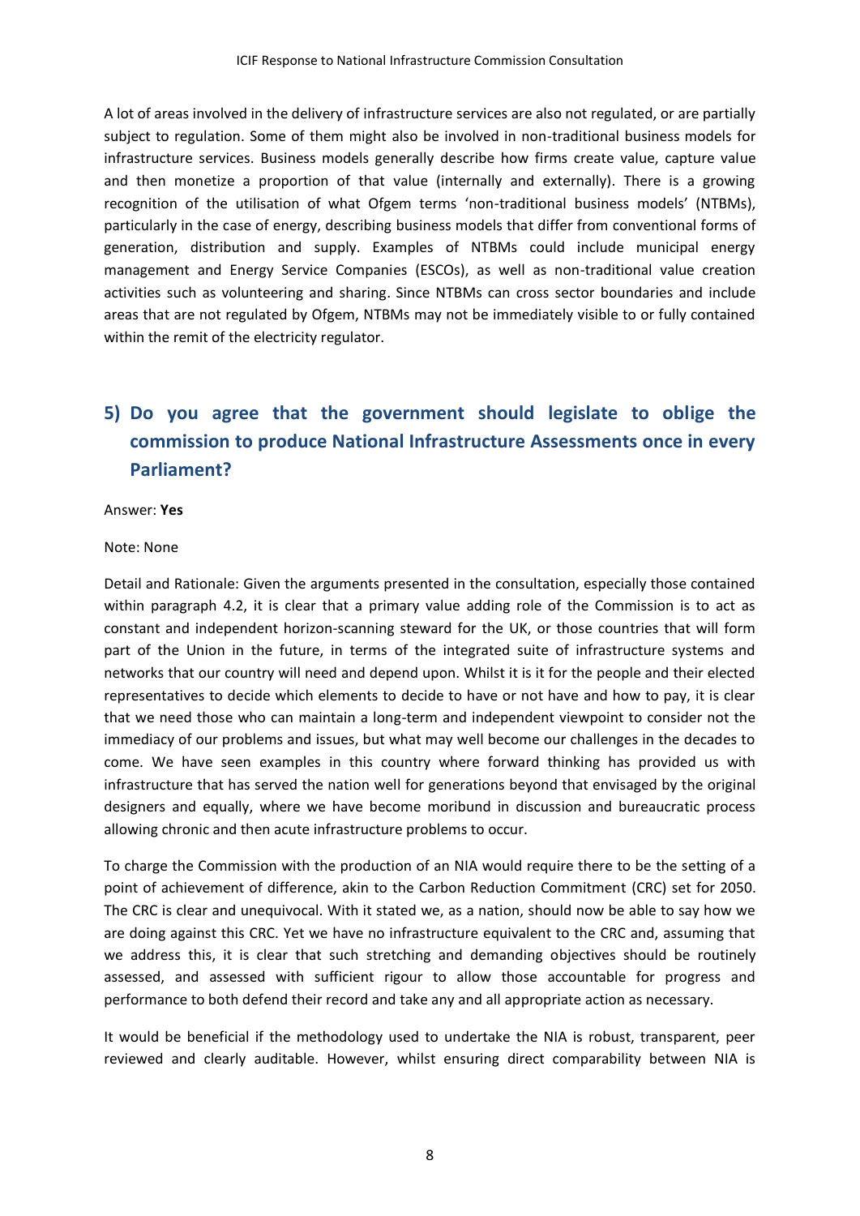A lot of areas involved in the delivery of infrastructure services are also not regulated, or are partially subject to regulation. Some of them might also be involved in non-traditional business models for infrastructure services. Business models generally describe how firms create value, capture value and then monetize a proportion of that value (internally and externally). There is a growing recognition of the utilisation of what Ofgem terms 'non-traditional business models' (NTBMs), particularly in the case of energy, describing business models that differ from conventional forms of generation, distribution and supply. Examples of NTBMs could include municipal energy management and Energy Service Companies (ESCOs), as well as non-traditional value creation activities such as volunteering and sharing. Since NTBMs can cross sector boundaries and include areas that are not regulated by Ofgem, NTBMs may not be immediately visible to or fully contained within the remit of the electricity regulator.

## 5) Do you agree that the government should legislate to oblige the commission to produce National Infrastructure Assessments once in every Parliament?

Answer: **Yes**

Note: None

Detail and Rationale: Given the arguments presented in the consultation, especially those contained within paragraph 4.2, it is clear that a primary value adding role of the Commission is to act as constant and independent horizon-scanning steward for the UK, or those countries that will form part of the Union in the future, in terms of the integrated suite of infrastructure systems and networks that our country will need and depend upon. Whilst it is it for the people and their elected representatives to decide which elements to decide to have or not have and how to pay, it is clear that we need those who can maintain a long-term and independent viewpoint to consider not the immediacy of our problems and issues, but what may well become our challenges in the decades to come. We have seen examples in this country where forward thinking has provided us with infrastructure that has served the nation well for generations beyond that envisaged by the original designers and equally, where we have become moribund in discussion and bureaucratic process allowing chronic and then acute infrastructure problems to occur.

To charge the Commission with the production of an NIA would require there to be the setting of a point of achievement of difference, akin to the Carbon Reduction Commitment (CRC) set for 2050. The CRC is clear and unequivocal. With it stated we, as a nation, should now be able to say how we are doing against this CRC. Yet we have no infrastructure equivalent to the CRC and, assuming that we address this, it is clear that such stretching and demanding objectives should be routinely assessed, and assessed with sufficient rigour to allow those accountable for progress and performance to both defend their record and take any and all appropriate action as necessary.

It would be beneficial if the methodology used to undertake the NIA is robust, transparent, peer reviewed and clearly auditable. However, whilst ensuring direct comparability between NIA is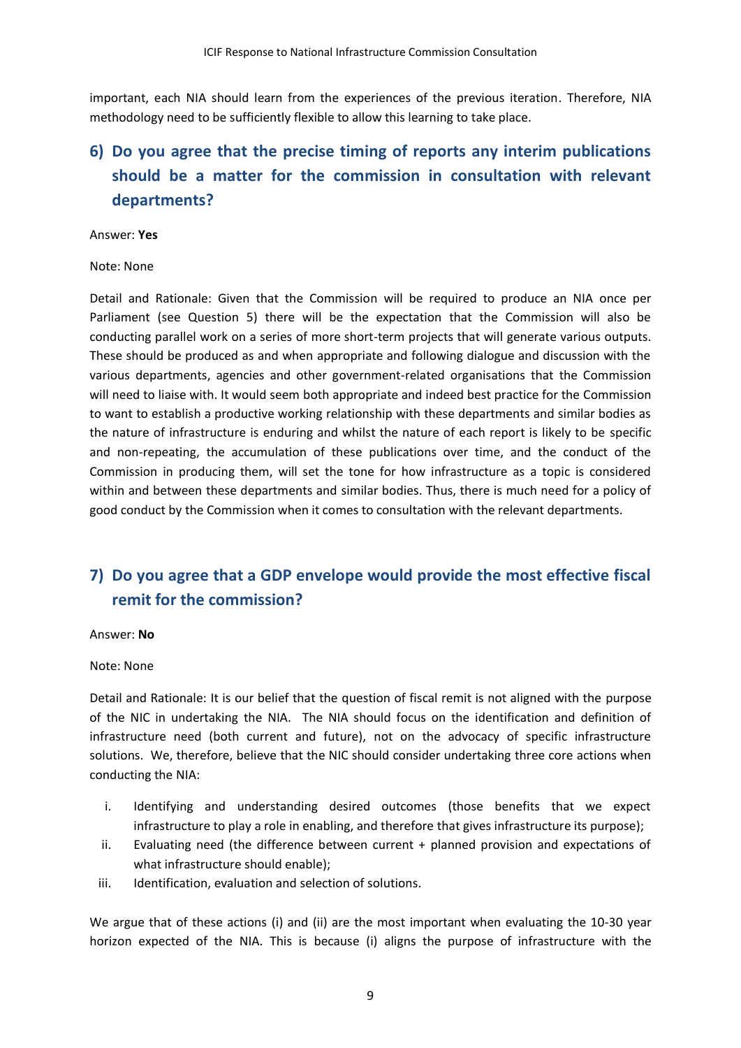important, each NIA should learn from the experiences of the previous iteration. Therefore, NIA methodology need to be sufficiently flexible to allow this learning to take place.

## 6) Do you agree that the precise timing of reports any interim publications should be a matter for the commission in consultation with relevant departments?

Answer: **Yes**

Note: None

Detail and Rationale: Given that the Commission will be required to produce an NIA once per Parliament (see Question 5) there will be the expectation that the Commission will also be conducting parallel work on a series of more short-term projects that will generate various outputs. These should be produced as and when appropriate and following dialogue and discussion with the various departments, agencies and other government-related organisations that the Commission will need to liaise with. It would seem both appropriate and indeed best practice for the Commission to want to establish a productive working relationship with these departments and similar bodies as the nature of infrastructure is enduring and whilst the nature of each report is likely to be specific and non-repeating, the accumulation of these publications over time, and the conduct of the Commission in producing them, will set the tone for how infrastructure as a topic is considered within and between these departments and similar bodies. Thus, there is much need for a policy of good conduct by the Commission when it comes to consultation with the relevant departments.

## 7) Do you agree that a GDP envelope would provide the most effective fiscal remit for the commission?

Answer: **No**

Note: None

Detail and Rationale: It is our belief that the question of fiscal remit is not aligned with the purpose of the NIC in undertaking the NIA. The NIA should focus on the identification and definition of infrastructure need (both current and future), not on the advocacy of specific infrastructure solutions. We, therefore, believe that the NIC should consider undertaking three core actions when conducting the NIA:

i. Identifying and understanding desired outcomes (those benefits that we expect infrastructure to play a role in enabling, and therefore that gives infrastructure its purpose);
ii. Evaluating need (the difference between current + planned provision and expectations of what infrastructure should enable);
iii. Identification, evaluation and selection of solutions.

We argue that of these actions (i) and (ii) are the most important when evaluating the 10-30 year horizon expected of the NIA. This is because (i) aligns the purpose of infrastructure with the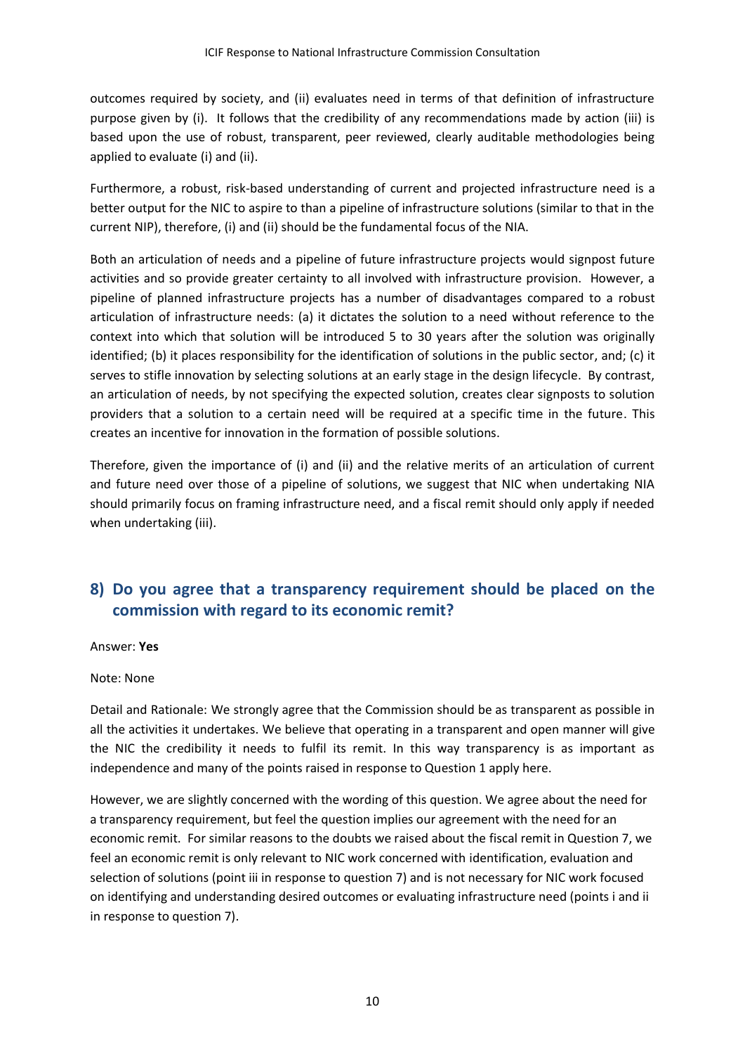outcomes required by society, and (ii) evaluates need in terms of that definition of infrastructure purpose given by (i). It follows that the credibility of any recommendations made by action (iii) is based upon the use of robust, transparent, peer reviewed, clearly auditable methodologies being applied to evaluate (i) and (ii).

Furthermore, a robust, risk-based understanding of current and projected infrastructure need is a better output for the NIC to aspire to than a pipeline of infrastructure solutions (similar to that in the current NIP), therefore, (i) and (ii) should be the fundamental focus of the NIA.

Both an articulation of needs and a pipeline of future infrastructure projects would signpost future activities and so provide greater certainty to all involved with infrastructure provision. However, a pipeline of planned infrastructure projects has a number of disadvantages compared to a robust articulation of infrastructure needs: (a) it dictates the solution to a need without reference to the context into which that solution will be introduced 5 to 30 years after the solution was originally identified; (b) it places responsibility for the identification of solutions in the public sector, and; (c) it serves to stifle innovation by selecting solutions at an early stage in the design lifecycle. By contrast, an articulation of needs, by not specifying the expected solution, creates clear signposts to solution providers that a solution to a certain need will be required at a specific time in the future. This creates an incentive for innovation in the formation of possible solutions.

Therefore, given the importance of (i) and (ii) and the relative merits of an articulation of current and future need over those of a pipeline of solutions, we suggest that NIC when undertaking NIA should primarily focus on framing infrastructure need, and a fiscal remit should only apply if needed when undertaking (iii).

## 8) Do you agree that a transparency requirement should be placed on the commission with regard to its economic remit?

Answer: **Yes**

Note: None

Detail and Rationale: We strongly agree that the Commission should be as transparent as possible in all the activities it undertakes. We believe that operating in a transparent and open manner will give the NIC the credibility it needs to fulfil its remit. In this way transparency is as important as independence and many of the points raised in response to Question 1 apply here.

However, we are slightly concerned with the wording of this question. We agree about the need for a transparency requirement, but feel the question implies our agreement with the need for an economic remit. For similar reasons to the doubts we raised about the fiscal remit in Question 7, we feel an economic remit is only relevant to NIC work concerned with identification, evaluation and selection of solutions (point iii in response to question 7) and is not necessary for NIC work focused on identifying and understanding desired outcomes or evaluating infrastructure need (points i and ii in response to question 7).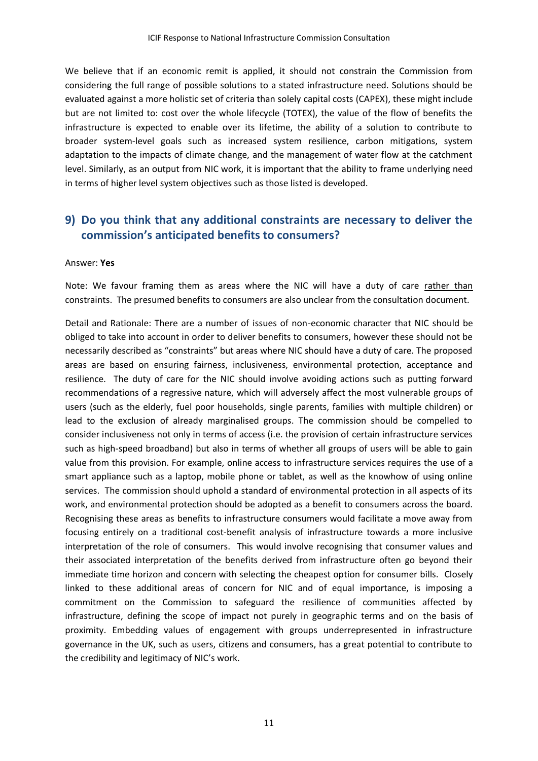We believe that if an economic remit is applied, it should not constrain the Commission from considering the full range of possible solutions to a stated infrastructure need. Solutions should be evaluated against a more holistic set of criteria than solely capital costs (CAPEX), these might include but are not limited to: cost over the whole lifecycle (TOTEX), the value of the flow of benefits the infrastructure is expected to enable over its lifetime, the ability of a solution to contribute to broader system-level goals such as increased system resilience, carbon mitigations, system adaptation to the impacts of climate change, and the management of water flow at the catchment level. Similarly, as an output from NIC work, it is important that the ability to frame underlying need in terms of higher level system objectives such as those listed is developed.

## 9) Do you think that any additional constraints are necessary to deliver the commission's anticipated benefits to consumers?

Answer: **Yes**

Note: We favour framing them as areas where the NIC will have a duty of care rather than constraints. The presumed benefits to consumers are also unclear from the consultation document.

Detail and Rationale: There are a number of issues of non-economic character that NIC should be obliged to take into account in order to deliver benefits to consumers, however these should not be necessarily described as "constraints" but areas where NIC should have a duty of care. The proposed areas are based on ensuring fairness, inclusiveness, environmental protection, acceptance and resilience. The duty of care for the NIC should involve avoiding actions such as putting forward recommendations of a regressive nature, which will adversely affect the most vulnerable groups of users (such as the elderly, fuel poor households, single parents, families with multiple children) or lead to the exclusion of already marginalised groups. The commission should be compelled to consider inclusiveness not only in terms of access (i.e. the provision of certain infrastructure services such as high-speed broadband) but also in terms of whether all groups of users will be able to gain value from this provision. For example, online access to infrastructure services requires the use of a smart appliance such as a laptop, mobile phone or tablet, as well as the knowhow of using online services. The commission should uphold a standard of environmental protection in all aspects of its work, and environmental protection should be adopted as a benefit to consumers across the board. Recognising these areas as benefits to infrastructure consumers would facilitate a move away from focusing entirely on a traditional cost-benefit analysis of infrastructure towards a more inclusive interpretation of the role of consumers. This would involve recognising that consumer values and their associated interpretation of the benefits derived from infrastructure often go beyond their immediate time horizon and concern with selecting the cheapest option for consumer bills. Closely linked to these additional areas of concern for NIC and of equal importance, is imposing a commitment on the Commission to safeguard the resilience of communities affected by infrastructure, defining the scope of impact not purely in geographic terms and on the basis of proximity. Embedding values of engagement with groups underrepresented in infrastructure governance in the UK, such as users, citizens and consumers, has a great potential to contribute to the credibility and legitimacy of NIC's work.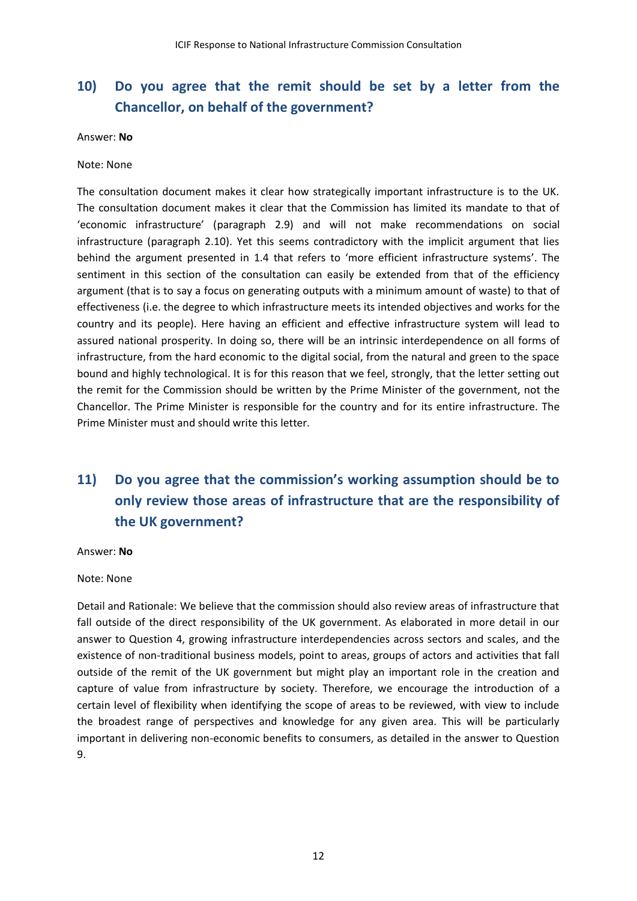## 10) Do you agree that the remit should be set by a letter from the Chancellor, on behalf of the government?

Answer: **No**

Note: None

The consultation document makes it clear how strategically important infrastructure is to the UK. The consultation document makes it clear that the Commission has limited its mandate to that of 'economic infrastructure' (paragraph 2.9) and will not make recommendations on social infrastructure (paragraph 2.10). Yet this seems contradictory with the implicit argument that lies behind the argument presented in 1.4 that refers to 'more efficient infrastructure systems'. The sentiment in this section of the consultation can easily be extended from that of the efficiency argument (that is to say a focus on generating outputs with a minimum amount of waste) to that of effectiveness (i.e. the degree to which infrastructure meets its intended objectives and works for the country and its people). Here having an efficient and effective infrastructure system will lead to assured national prosperity. In doing so, there will be an intrinsic interdependence on all forms of infrastructure, from the hard economic to the digital social, from the natural and green to the space bound and highly technological. It is for this reason that we feel, strongly, that the letter setting out the remit for the Commission should be written by the Prime Minister of the government, not the Chancellor. The Prime Minister is responsible for the country and for its entire infrastructure. The Prime Minister must and should write this letter.

## 11) Do you agree that the commission's working assumption should be to only review those areas of infrastructure that are the responsibility of the UK government?

Answer: **No**

Note: None

Detail and Rationale: We believe that the commission should also review areas of infrastructure that fall outside of the direct responsibility of the UK government. As elaborated in more detail in our answer to Question 4, growing infrastructure interdependencies across sectors and scales, and the existence of non-traditional business models, point to areas, groups of actors and activities that fall outside of the remit of the UK government but might play an important role in the creation and capture of value from infrastructure by society. Therefore, we encourage the introduction of a certain level of flexibility when identifying the scope of areas to be reviewed, with view to include the broadest range of perspectives and knowledge for any given area. This will be particularly important in delivering non-economic benefits to consumers, as detailed in the answer to Question 9.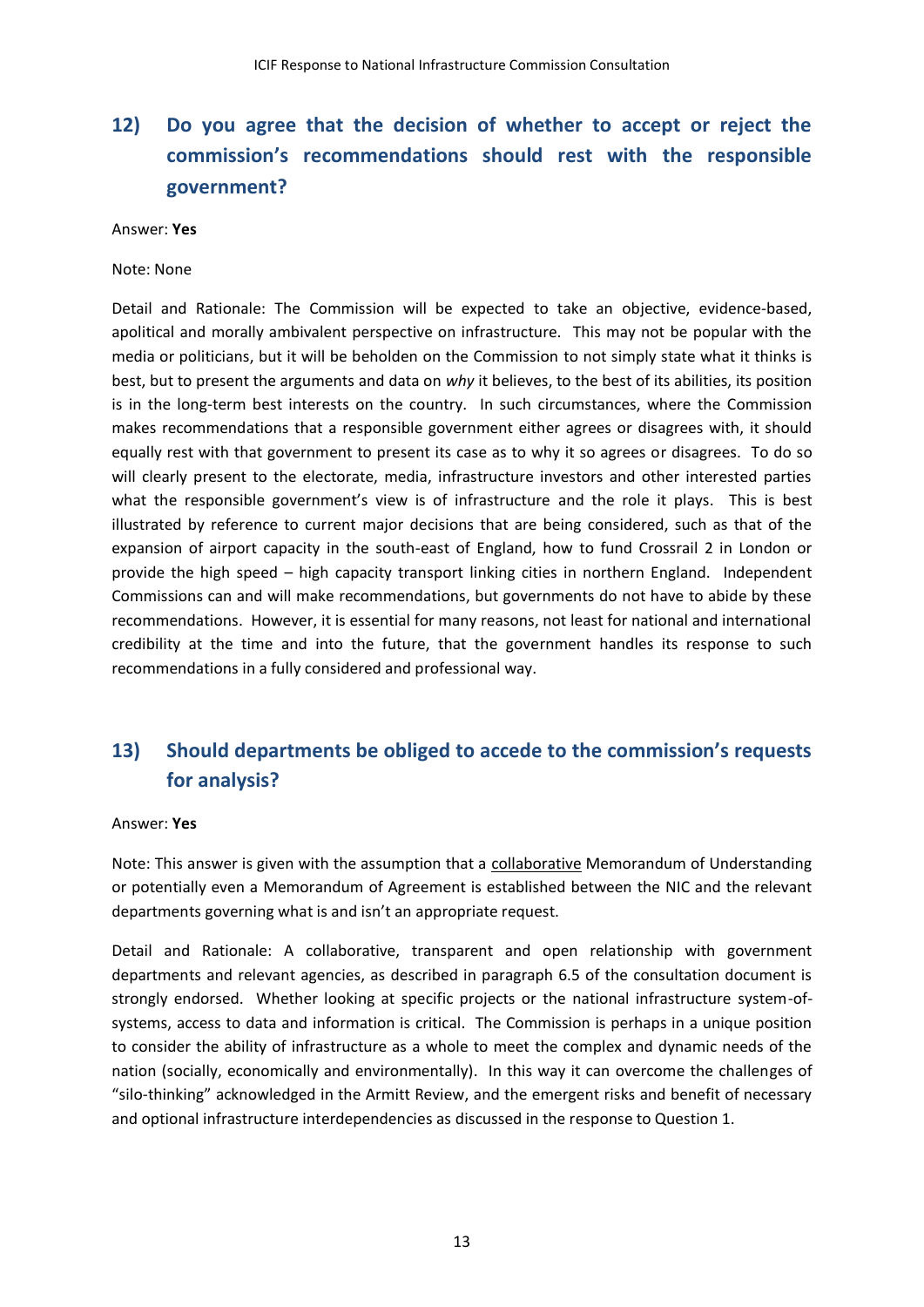## 12) Do you agree that the decision of whether to accept or reject the commission's recommendations should rest with the responsible government?

Answer: **Yes**

Note: None

Detail and Rationale: The Commission will be expected to take an objective, evidence-based, apolitical and morally ambivalent perspective on infrastructure. This may not be popular with the media or politicians, but it will be beholden on the Commission to not simply state what it thinks is best, but to present the arguments and data on *why* it believes, to the best of its abilities, its position is in the long-term best interests on the country. In such circumstances, where the Commission makes recommendations that a responsible government either agrees or disagrees with, it should equally rest with that government to present its case as to why it so agrees or disagrees. To do so will clearly present to the electorate, media, infrastructure investors and other interested parties what the responsible government's view is of infrastructure and the role it plays. This is best illustrated by reference to current major decisions that are being considered, such as that of the expansion of airport capacity in the south-east of England, how to fund Crossrail 2 in London or provide the high speed – high capacity transport linking cities in northern England. Independent Commissions can and will make recommendations, but governments do not have to abide by these recommendations. However, it is essential for many reasons, not least for national and international credibility at the time and into the future, that the government handles its response to such recommendations in a fully considered and professional way.

## 13) Should departments be obliged to accede to the commission's requests for analysis?

Answer: **Yes**

Note: This answer is given with the assumption that a <u>collaborative</u> Memorandum of Understanding or potentially even a Memorandum of Agreement is established between the NIC and the relevant departments governing what is and isn't an appropriate request.

Detail and Rationale: A collaborative, transparent and open relationship with government departments and relevant agencies, as described in paragraph 6.5 of the consultation document is strongly endorsed. Whether looking at specific projects or the national infrastructure system-of-systems, access to data and information is critical. The Commission is perhaps in a unique position to consider the ability of infrastructure as a whole to meet the complex and dynamic needs of the nation (socially, economically and environmentally). In this way it can overcome the challenges of "silo-thinking" acknowledged in the Armitt Review, and the emergent risks and benefit of necessary and optional infrastructure interdependencies as discussed in the response to Question 1.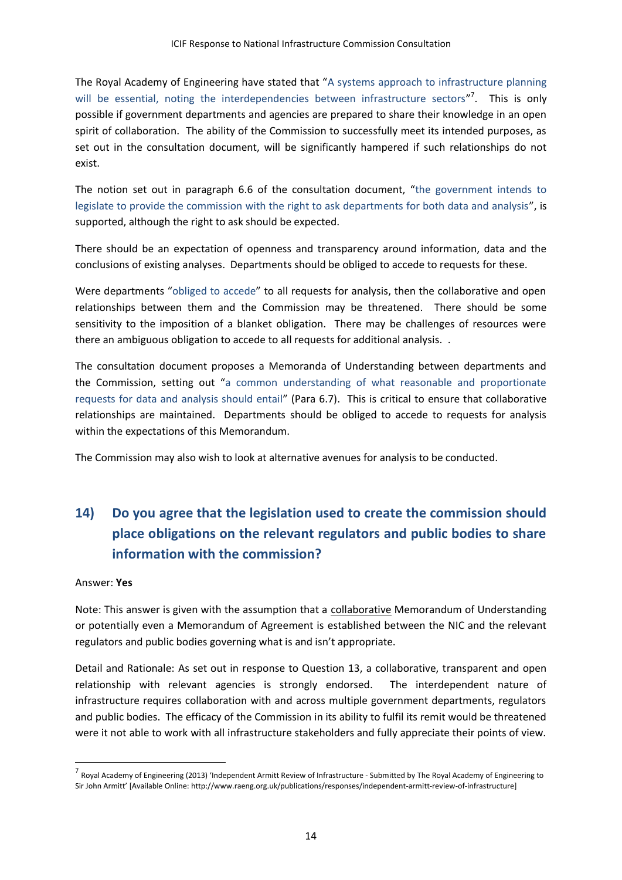The Royal Academy of Engineering have stated that "A systems approach to infrastructure planning will be essential, noting the interdependencies between infrastructure sectors"[7]. This is only possible if government departments and agencies are prepared to share their knowledge in an open spirit of collaboration. The ability of the Commission to successfully meet its intended purposes, as set out in the consultation document, will be significantly hampered if such relationships do not exist.

The notion set out in paragraph 6.6 of the consultation document, "the government intends to legislate to provide the commission with the right to ask departments for both data and analysis", is supported, although the right to ask should be expected.

There should be an expectation of openness and transparency around information, data and the conclusions of existing analyses. Departments should be obliged to accede to requests for these.

Were departments "obliged to accede" to all requests for analysis, then the collaborative and open relationships between them and the Commission may be threatened. There should be some sensitivity to the imposition of a blanket obligation. There may be challenges of resources were there an ambiguous obligation to accede to all requests for additional analysis. .

The consultation document proposes a Memoranda of Understanding between departments and the Commission, setting out "a common understanding of what reasonable and proportionate requests for data and analysis should entail" (Para 6.7). This is critical to ensure that collaborative relationships are maintained. Departments should be obliged to accede to requests for analysis within the expectations of this Memorandum.

The Commission may also wish to look at alternative avenues for analysis to be conducted.

## 14) Do you agree that the legislation used to create the commission should place obligations on the relevant regulators and public bodies to share information with the commission?

Answer: **Yes**

Note: This answer is given with the assumption that a collaborative Memorandum of Understanding or potentially even a Memorandum of Agreement is established between the NIC and the relevant regulators and public bodies governing what is and isn't appropriate.

Detail and Rationale: As set out in response to Question 13, a collaborative, transparent and open relationship with relevant agencies is strongly endorsed. The interdependent nature of infrastructure requires collaboration with and across multiple government departments, regulators and public bodies. The efficacy of the Commission in its ability to fulfil its remit would be threatened were it not able to work with all infrastructure stakeholders and fully appreciate their points of view.

---

[7] Royal Academy of Engineering (2013) 'Independent Armitt Review of Infrastructure - Submitted by The Royal Academy of Engineering to Sir John Armitt' [Available Online: http://www.raeng.org.uk/publications/responses/independent-armitt-review-of-infrastructure]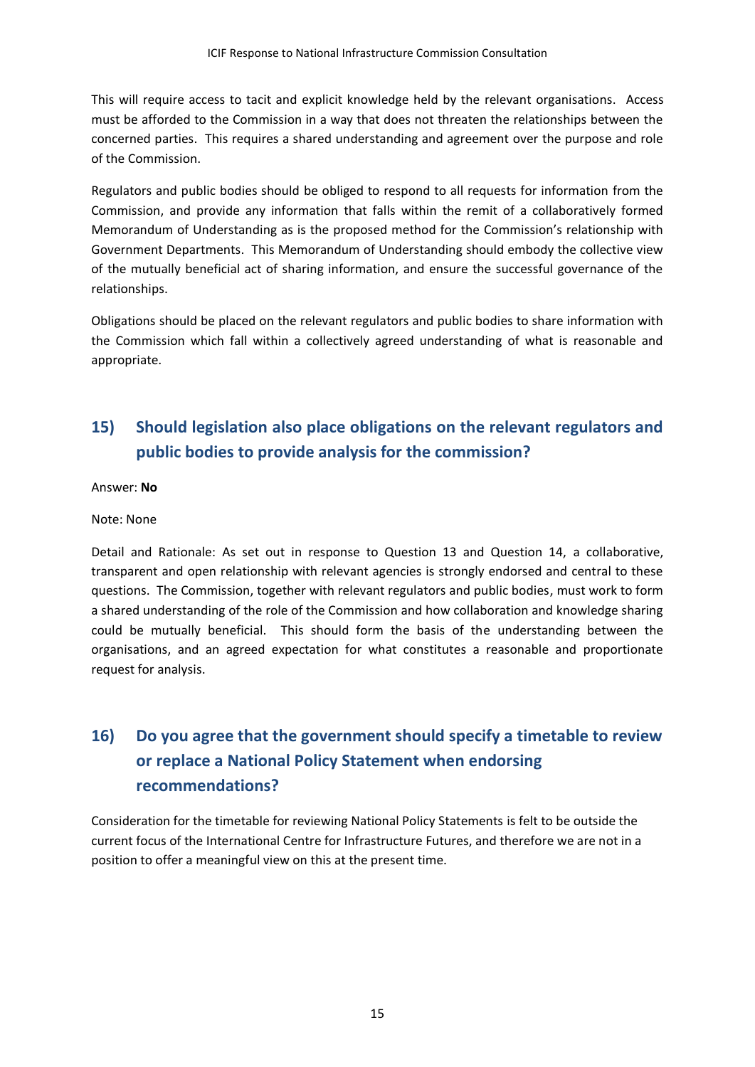This will require access to tacit and explicit knowledge held by the relevant organisations. Access must be afforded to the Commission in a way that does not threaten the relationships between the concerned parties. This requires a shared understanding and agreement over the purpose and role of the Commission.

Regulators and public bodies should be obliged to respond to all requests for information from the Commission, and provide any information that falls within the remit of a collaboratively formed Memorandum of Understanding as is the proposed method for the Commission's relationship with Government Departments. This Memorandum of Understanding should embody the collective view of the mutually beneficial act of sharing information, and ensure the successful governance of the relationships.

Obligations should be placed on the relevant regulators and public bodies to share information with the Commission which fall within a collectively agreed understanding of what is reasonable and appropriate.

## 15) Should legislation also place obligations on the relevant regulators and public bodies to provide analysis for the commission?

Answer: **No**

Note: None

Detail and Rationale: As set out in response to Question 13 and Question 14, a collaborative, transparent and open relationship with relevant agencies is strongly endorsed and central to these questions. The Commission, together with relevant regulators and public bodies, must work to form a shared understanding of the role of the Commission and how collaboration and knowledge sharing could be mutually beneficial. This should form the basis of the understanding between the organisations, and an agreed expectation for what constitutes a reasonable and proportionate request for analysis.

## 16) Do you agree that the government should specify a timetable to review or replace a National Policy Statement when endorsing recommendations?

Consideration for the timetable for reviewing National Policy Statements is felt to be outside the current focus of the International Centre for Infrastructure Futures, and therefore we are not in a position to offer a meaningful view on this at the present time.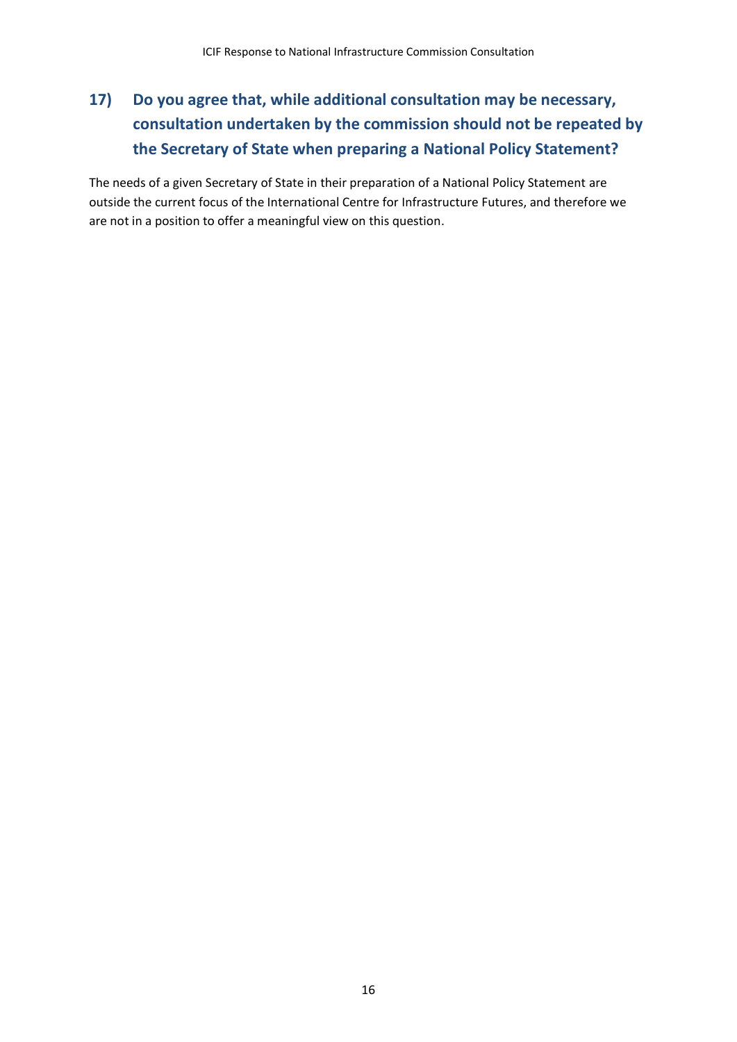## 17) Do you agree that, while additional consultation may be necessary, consultation undertaken by the commission should not be repeated by the Secretary of State when preparing a National Policy Statement?

The needs of a given Secretary of State in their preparation of a National Policy Statement are outside the current focus of the International Centre for Infrastructure Futures, and therefore we are not in a position to offer a meaningful view on this question.